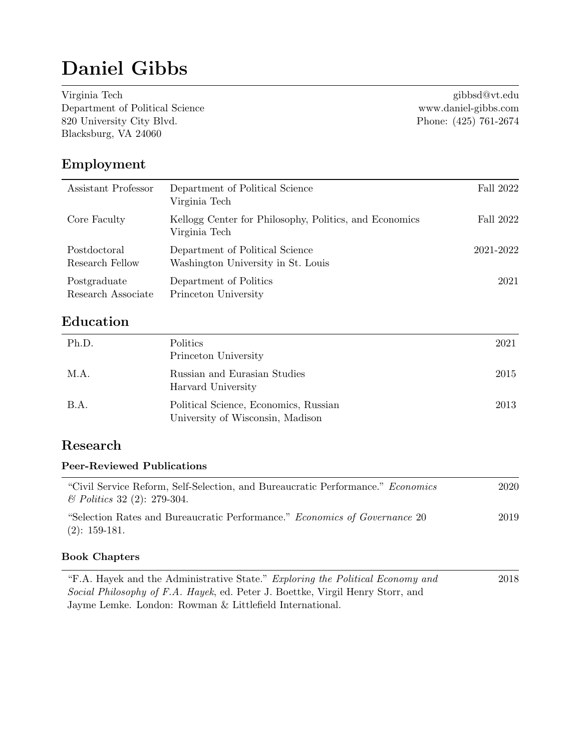# Daniel Gibbs

Virginia Tech
Department of Political Science
820 University City Blvd.
Blacksburg, VA 24060

gibbsd@vt.edu
www.daniel-gibbs.com
Phone: (425) 761-2674

## Employment

| | | |
|---|---|---|
| Assistant Professor | Department of Political Science<br>Virginia Tech | Fall 2022 |
| Core Faculty | Kellogg Center for Philosophy, Politics, and Economics<br>Virginia Tech | Fall 2022 |
| Postdoctoral Research Fellow | Department of Political Science<br>Washington University in St. Louis | 2021-2022 |
| Postgraduate Research Associate | Department of Politics<br>Princeton University | 2021 |

## Education

| | | |
|---|---|---|
| Ph.D. | Politics<br>Princeton University | 2021 |
| M.A. | Russian and Eurasian Studies<br>Harvard University | 2015 |
| B.A. | Political Science, Economics, Russian<br>University of Wisconsin, Madison | 2013 |

## Research

### Peer-Reviewed Publications

| | |
|---|---|
| "Civil Service Reform, Self-Selection, and Bureaucratic Performance." *Economics & Politics* 32 (2): 279-304. | 2020 |
| "Selection Rates and Bureaucratic Performance." *Economics of Governance* 20 (2): 159-181. | 2019 |

### Book Chapters

| | |
|---|---|
| "F.A. Hayek and the Administrative State." *Exploring the Political Economy and Social Philosophy of F.A. Hayek*, ed. Peter J. Boettke, Virgil Henry Storr, and Jayme Lemke. London: Rowman & Littlefield International. | 2018 |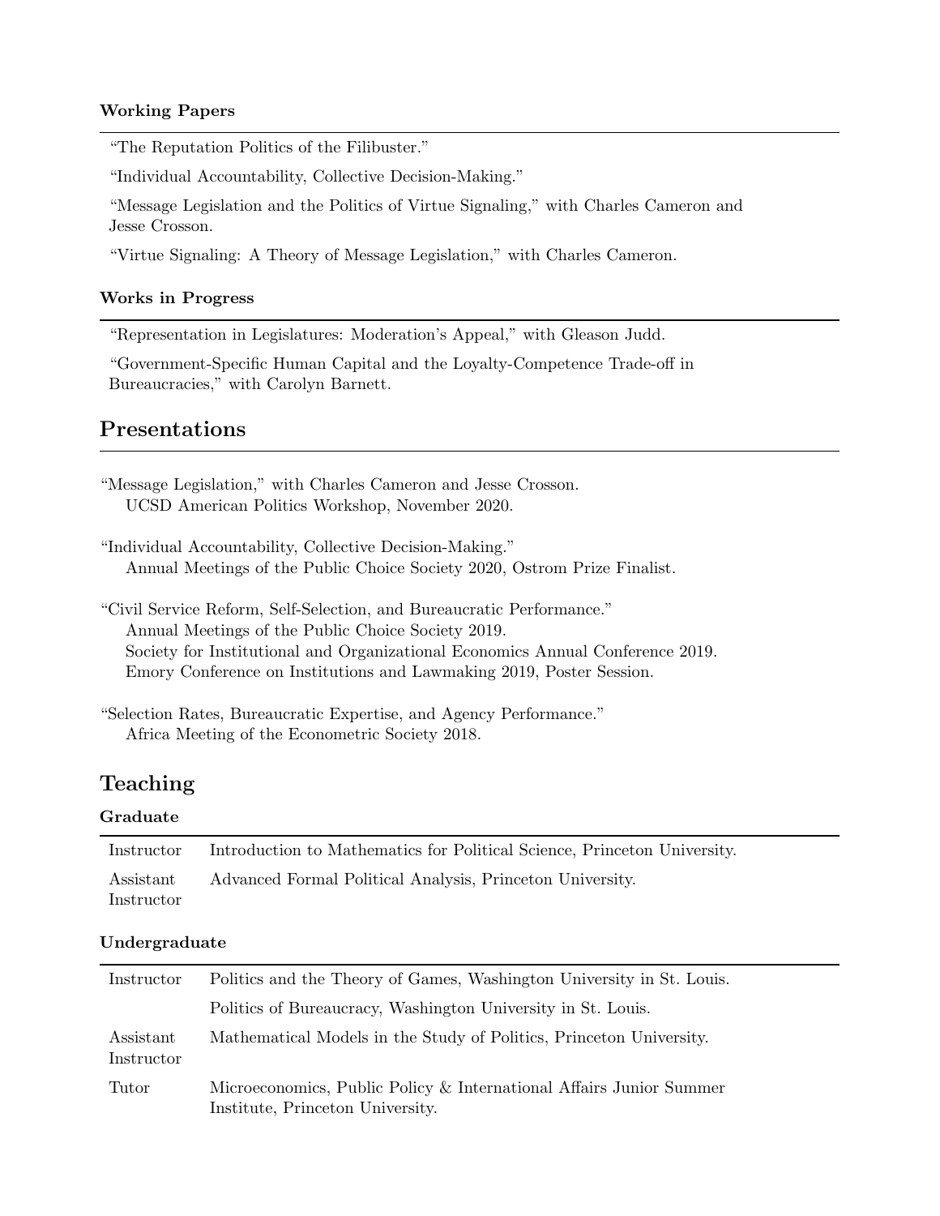### Working Papers

"The Reputation Politics of the Filibuster."

"Individual Accountability, Collective Decision-Making."

"Message Legislation and the Politics of Virtue Signaling," with Charles Cameron and Jesse Crosson.

"Virtue Signaling: A Theory of Message Legislation," with Charles Cameron.

### Works in Progress

"Representation in Legislatures: Moderation's Appeal," with Gleason Judd.

"Government-Specific Human Capital and the Loyalty-Competence Trade-off in Bureaucracies," with Carolyn Barnett.

## Presentations

"Message Legislation," with Charles Cameron and Jesse Crosson.
UCSD American Politics Workshop, November 2020.

"Individual Accountability, Collective Decision-Making."
Annual Meetings of the Public Choice Society 2020, Ostrom Prize Finalist.

"Civil Service Reform, Self-Selection, and Bureaucratic Performance."
Annual Meetings of the Public Choice Society 2019.
Society for Institutional and Organizational Economics Annual Conference 2019.
Emory Conference on Institutions and Lawmaking 2019, Poster Session.

"Selection Rates, Bureaucratic Expertise, and Agency Performance."
Africa Meeting of the Econometric Society 2018.

## Teaching

### Graduate

| | |
|---|---|
| Instructor | Introduction to Mathematics for Political Science, Princeton University. |
| Assistant Instructor | Advanced Formal Political Analysis, Princeton University. |

### Undergraduate

| | |
|---|---|
| Instructor | Politics and the Theory of Games, Washington University in St. Louis. |
| | Politics of Bureaucracy, Washington University in St. Louis. |
| Assistant Instructor | Mathematical Models in the Study of Politics, Princeton University. |
| Tutor | Microeconomics, Public Policy & International Affairs Junior Summer Institute, Princeton University. |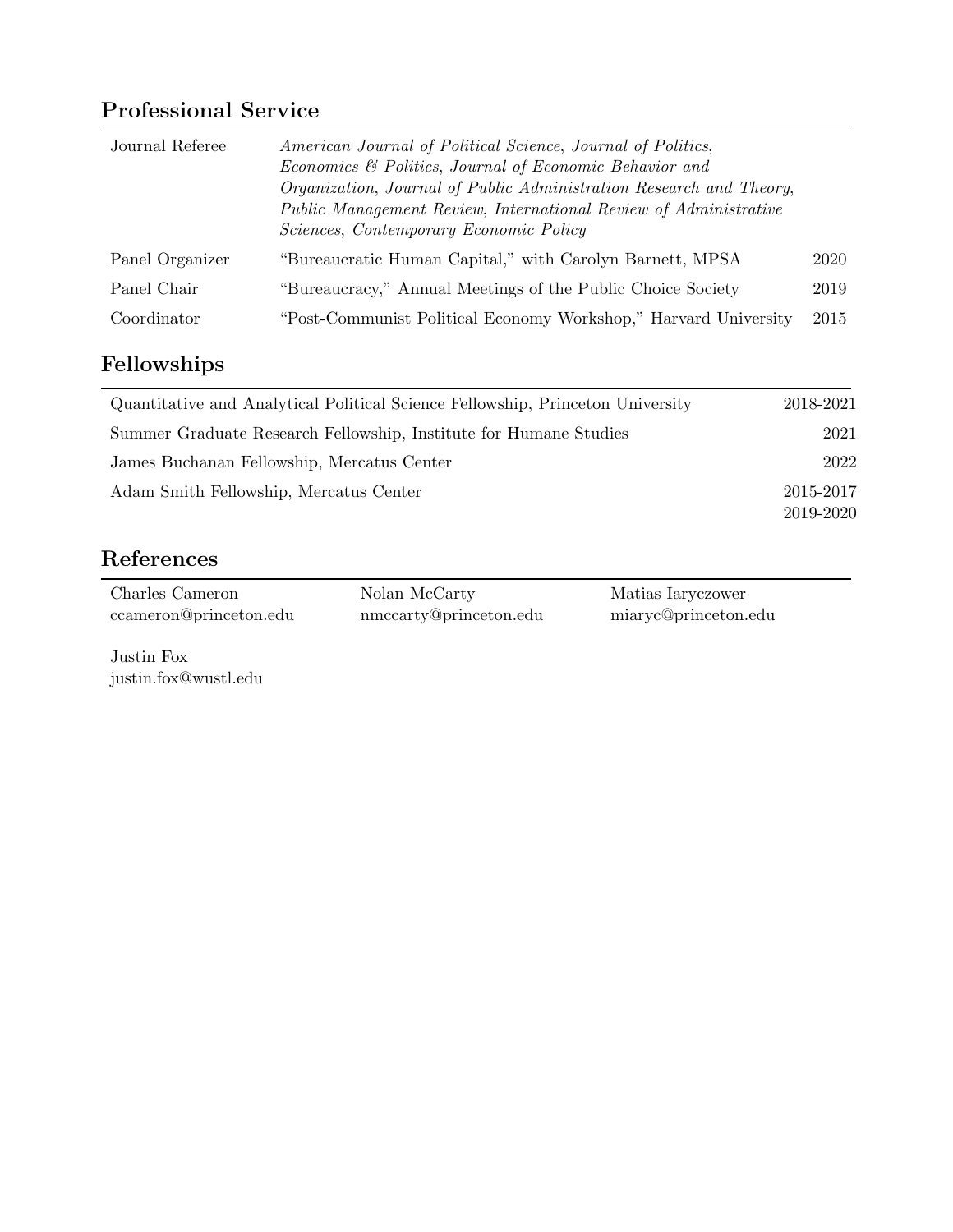## Professional Service

| | | |
|---|---|---|
| Journal Referee | *American Journal of Political Science*, *Journal of Politics*, *Economics & Politics*, *Journal of Economic Behavior and Organization*, *Journal of Public Administration Research and Theory*, *Public Management Review*, *International Review of Administrative Sciences*, *Contemporary Economic Policy* | |
| Panel Organizer | "Bureaucratic Human Capital," with Carolyn Barnett, MPSA | 2020 |
| Panel Chair | "Bureaucracy," Annual Meetings of the Public Choice Society | 2019 |
| Coordinator | "Post-Communist Political Economy Workshop," Harvard University | 2015 |

## Fellowships

| | |
|---|---|
| Quantitative and Analytical Political Science Fellowship, Princeton University | 2018-2021 |
| Summer Graduate Research Fellowship, Institute for Humane Studies | 2021 |
| James Buchanan Fellowship, Mercatus Center | 2022 |
| Adam Smith Fellowship, Mercatus Center | 2015-2017<br>2019-2020 |

## References

Charles Cameron
ccameron@princeton.edu

Nolan McCarty
nmccarty@princeton.edu

Matias Iaryczower
miaryc@princeton.edu

Justin Fox
justin.fox@wustl.edu